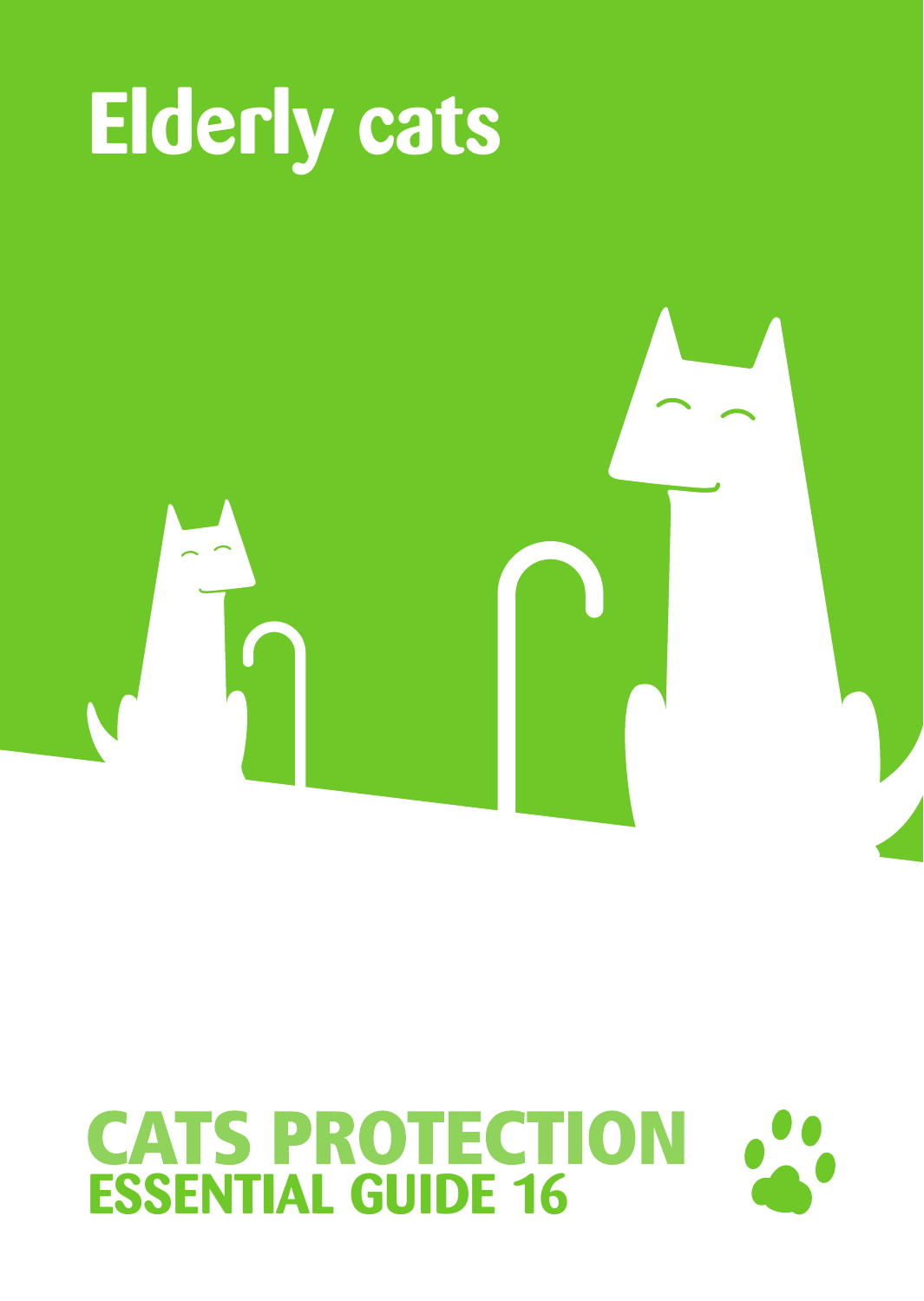# Elderly cats

**CATS PROTECTION**
**ESSENTIAL GUIDE 16**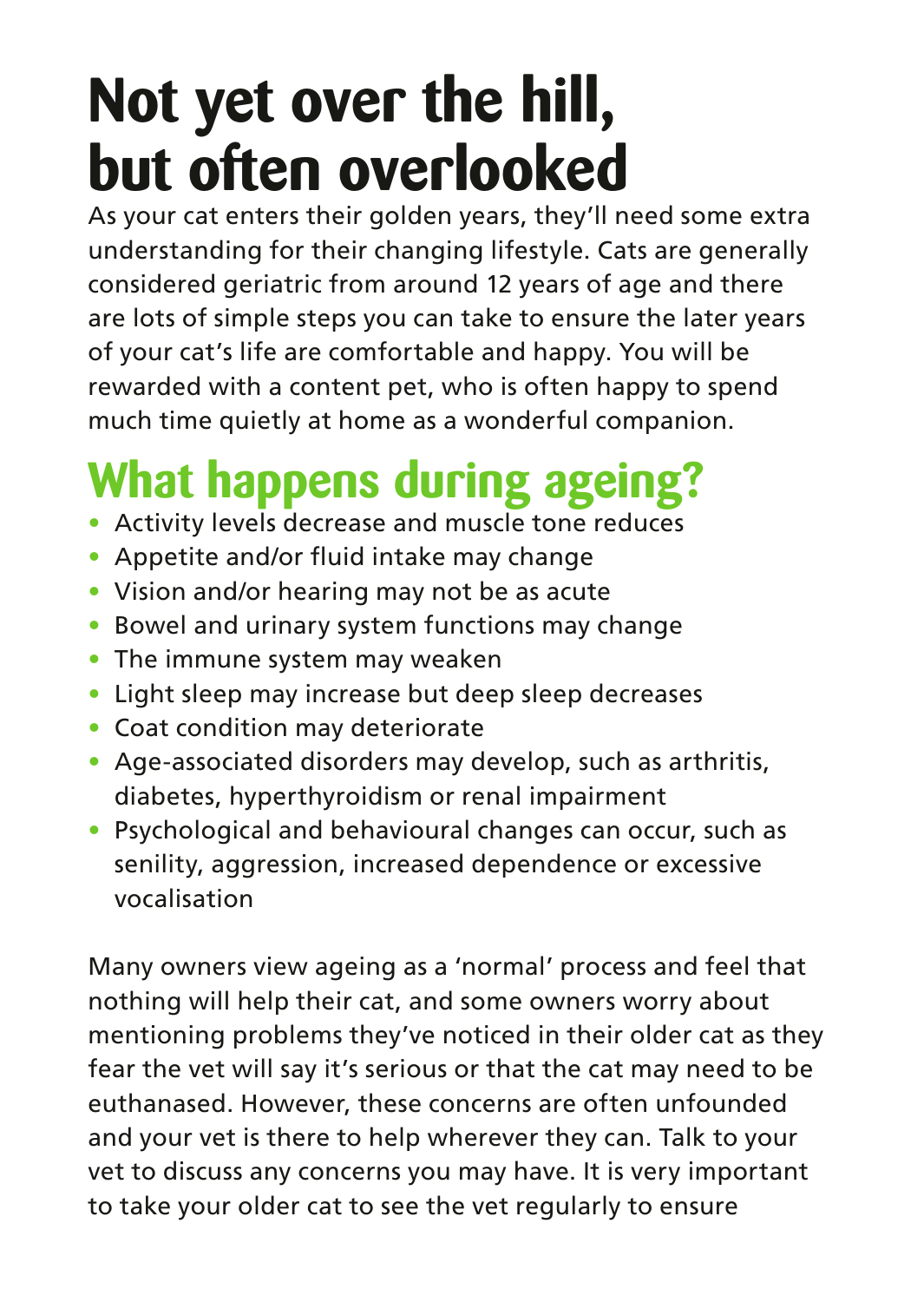# Not yet over the hill, but often overlooked

As your cat enters their golden years, they'll need some extra understanding for their changing lifestyle. Cats are generally considered geriatric from around 12 years of age and there are lots of simple steps you can take to ensure the later years of your cat's life are comfortable and happy. You will be rewarded with a content pet, who is often happy to spend much time quietly at home as a wonderful companion.

## What happens during ageing?

- Activity levels decrease and muscle tone reduces
- Appetite and/or fluid intake may change
- Vision and/or hearing may not be as acute
- Bowel and urinary system functions may change
- The immune system may weaken
- Light sleep may increase but deep sleep decreases
- Coat condition may deteriorate
- Age-associated disorders may develop, such as arthritis, diabetes, hyperthyroidism or renal impairment
- Psychological and behavioural changes can occur, such as senility, aggression, increased dependence or excessive vocalisation

Many owners view ageing as a 'normal' process and feel that nothing will help their cat, and some owners worry about mentioning problems they've noticed in their older cat as they fear the vet will say it's serious or that the cat may need to be euthanased. However, these concerns are often unfounded and your vet is there to help wherever they can. Talk to your vet to discuss any concerns you may have. It is very important to take your older cat to see the vet regularly to ensure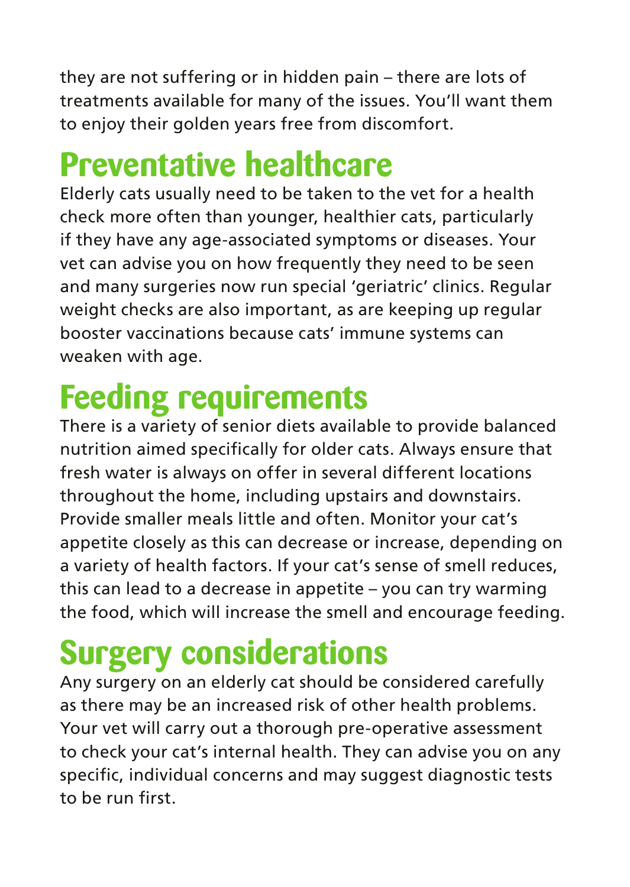they are not suffering or in hidden pain – there are lots of treatments available for many of the issues. You'll want them to enjoy their golden years free from discomfort.

## Preventative healthcare

Elderly cats usually need to be taken to the vet for a health check more often than younger, healthier cats, particularly if they have any age-associated symptoms or diseases. Your vet can advise you on how frequently they need to be seen and many surgeries now run special 'geriatric' clinics. Regular weight checks are also important, as are keeping up regular booster vaccinations because cats' immune systems can weaken with age.

## Feeding requirements

There is a variety of senior diets available to provide balanced nutrition aimed specifically for older cats. Always ensure that fresh water is always on offer in several different locations throughout the home, including upstairs and downstairs. Provide smaller meals little and often. Monitor your cat's appetite closely as this can decrease or increase, depending on a variety of health factors. If your cat's sense of smell reduces, this can lead to a decrease in appetite – you can try warming the food, which will increase the smell and encourage feeding.

## Surgery considerations

Any surgery on an elderly cat should be considered carefully as there may be an increased risk of other health problems. Your vet will carry out a thorough pre-operative assessment to check your cat's internal health. They can advise you on any specific, individual concerns and may suggest diagnostic tests to be run first.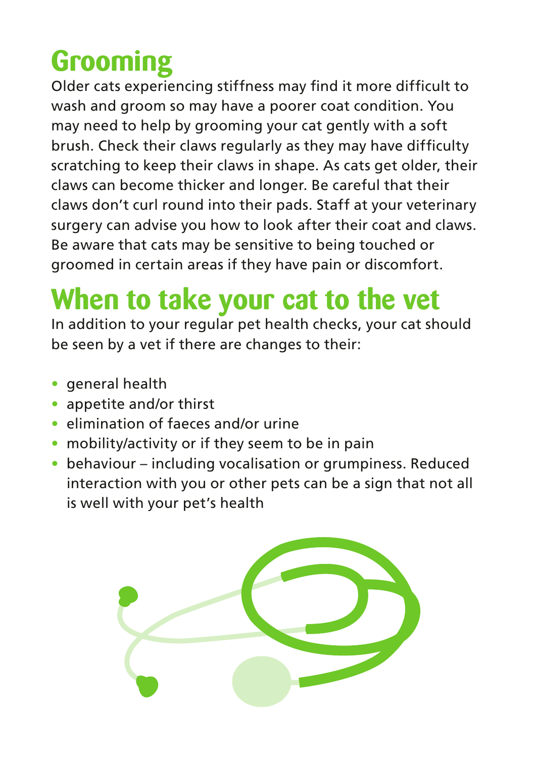## Grooming

Older cats experiencing stiffness may find it more difficult to wash and groom so may have a poorer coat condition. You may need to help by grooming your cat gently with a soft brush. Check their claws regularly as they may have difficulty scratching to keep their claws in shape. As cats get older, their claws can become thicker and longer. Be careful that their claws don't curl round into their pads. Staff at your veterinary surgery can advise you how to look after their coat and claws. Be aware that cats may be sensitive to being touched or groomed in certain areas if they have pain or discomfort.

## When to take your cat to the vet

In addition to your regular pet health checks, your cat should be seen by a vet if there are changes to their:

- general health
- appetite and/or thirst
- elimination of faeces and/or urine
- mobility/activity or if they seem to be in pain
- behaviour – including vocalisation or grumpiness. Reduced interaction with you or other pets can be a sign that not all is well with your pet's health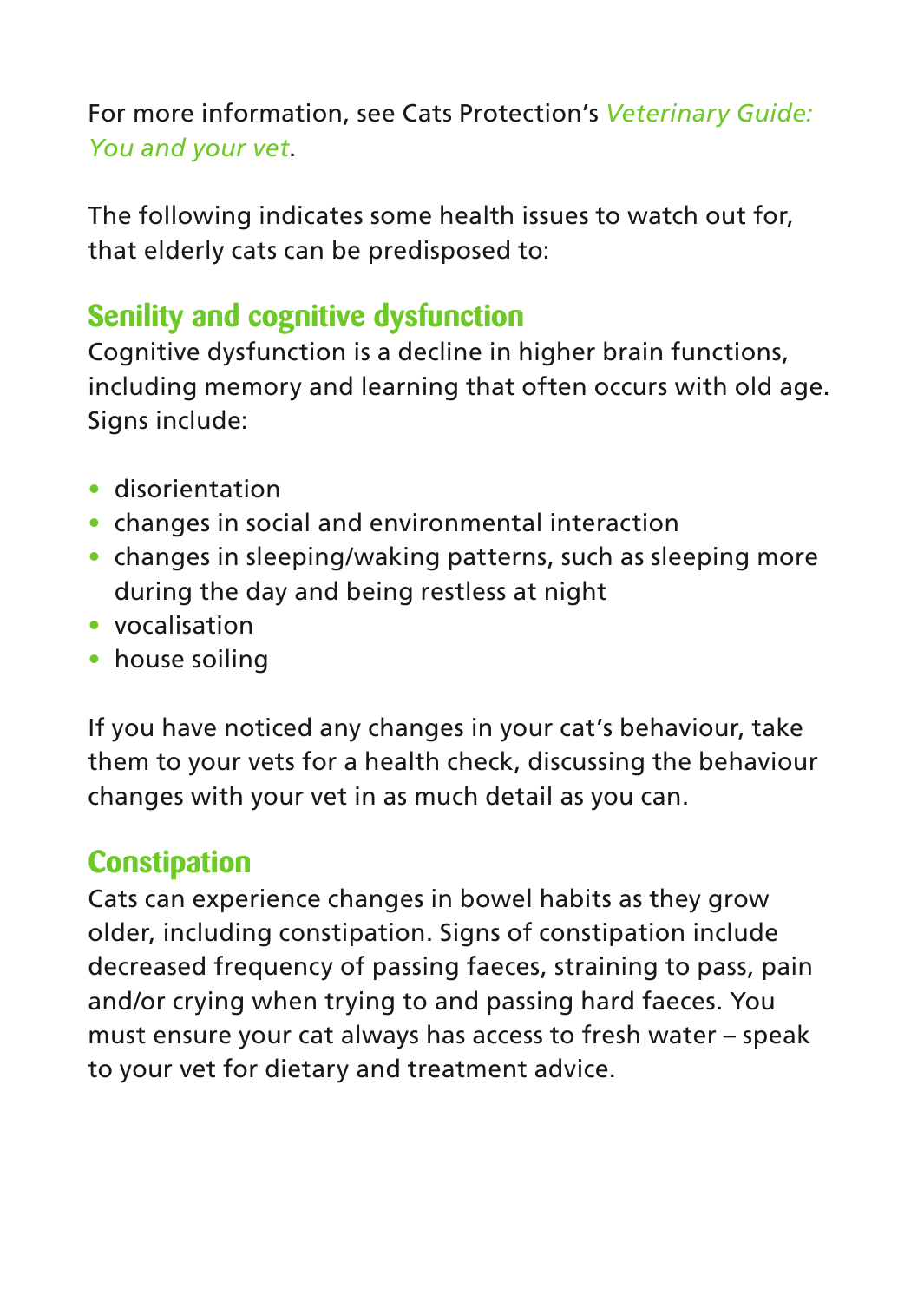For more information, see Cats Protection's *Veterinary Guide: You and your vet*.

The following indicates some health issues to watch out for, that elderly cats can be predisposed to:

## Senility and cognitive dysfunction

Cognitive dysfunction is a decline in higher brain functions, including memory and learning that often occurs with old age. Signs include:

- disorientation
- changes in social and environmental interaction
- changes in sleeping/waking patterns, such as sleeping more during the day and being restless at night
- vocalisation
- house soiling

If you have noticed any changes in your cat's behaviour, take them to your vets for a health check, discussing the behaviour changes with your vet in as much detail as you can.

## Constipation

Cats can experience changes in bowel habits as they grow older, including constipation. Signs of constipation include decreased frequency of passing faeces, straining to pass, pain and/or crying when trying to and passing hard faeces. You must ensure your cat always has access to fresh water – speak to your vet for dietary and treatment advice.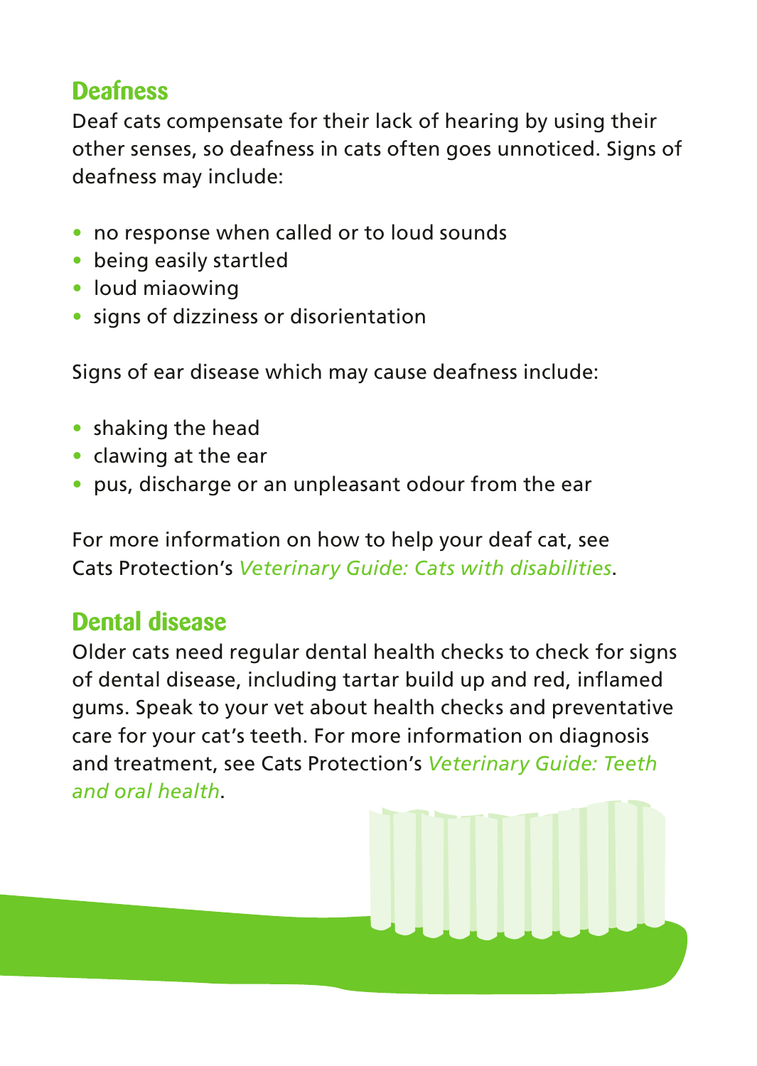## Deafness

Deaf cats compensate for their lack of hearing by using their other senses, so deafness in cats often goes unnoticed. Signs of deafness may include:

- no response when called or to loud sounds
- being easily startled
- loud miaowing
- signs of dizziness or disorientation

Signs of ear disease which may cause deafness include:

- shaking the head
- clawing at the ear
- pus, discharge or an unpleasant odour from the ear

For more information on how to help your deaf cat, see Cats Protection's *Veterinary Guide: Cats with disabilities*.

## Dental disease

Older cats need regular dental health checks to check for signs of dental disease, including tartar build up and red, inflamed gums. Speak to your vet about health checks and preventative care for your cat's teeth. For more information on diagnosis and treatment, see Cats Protection's *Veterinary Guide: Teeth and oral health*.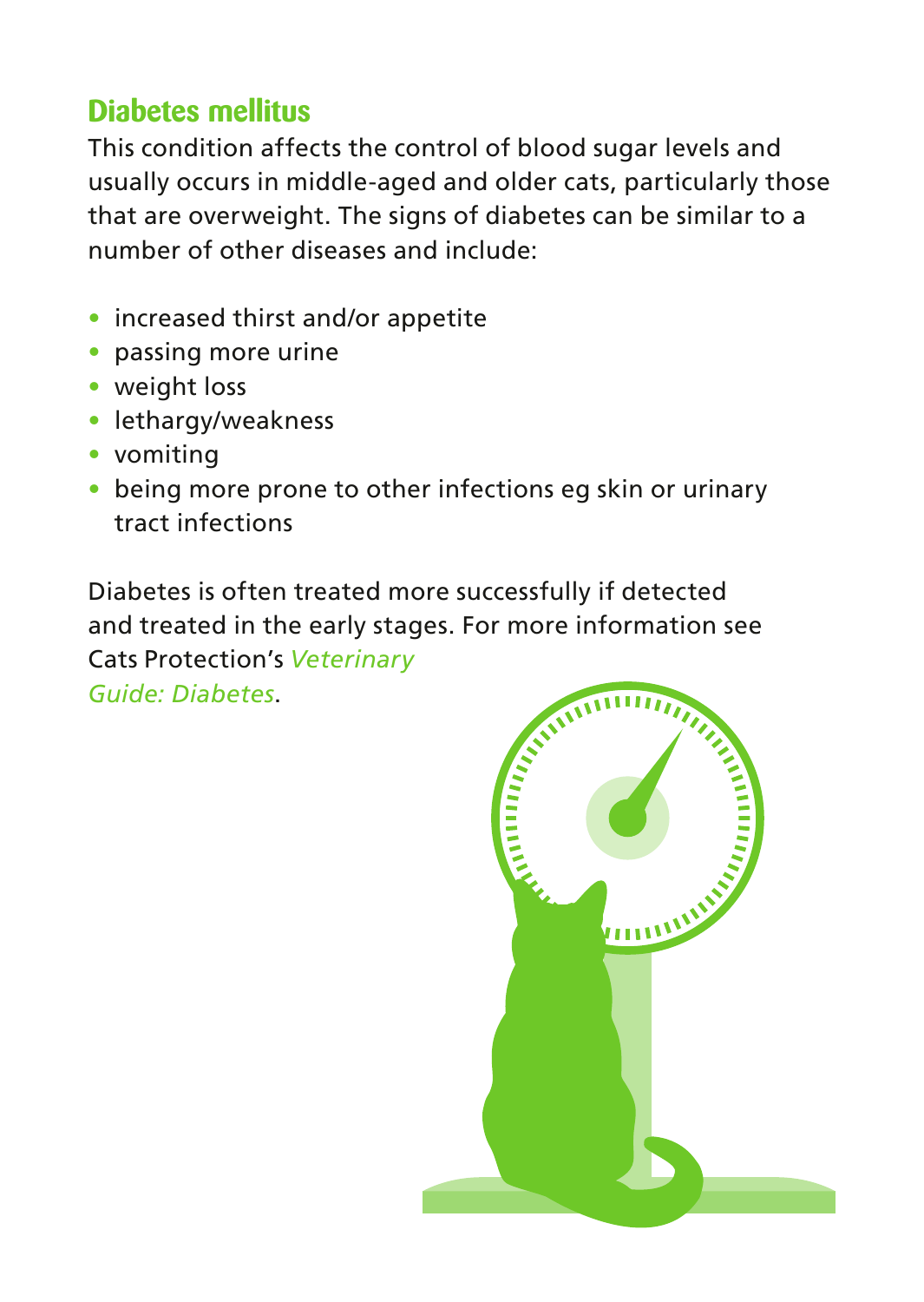## Diabetes mellitus

This condition affects the control of blood sugar levels and usually occurs in middle-aged and older cats, particularly those that are overweight. The signs of diabetes can be similar to a number of other diseases and include:

- increased thirst and/or appetite
- passing more urine
- weight loss
- lethargy/weakness
- vomiting
- being more prone to other infections eg skin or urinary tract infections

Diabetes is often treated more successfully if detected and treated in the early stages. For more information see Cats Protection's *Veterinary Guide: Diabetes*.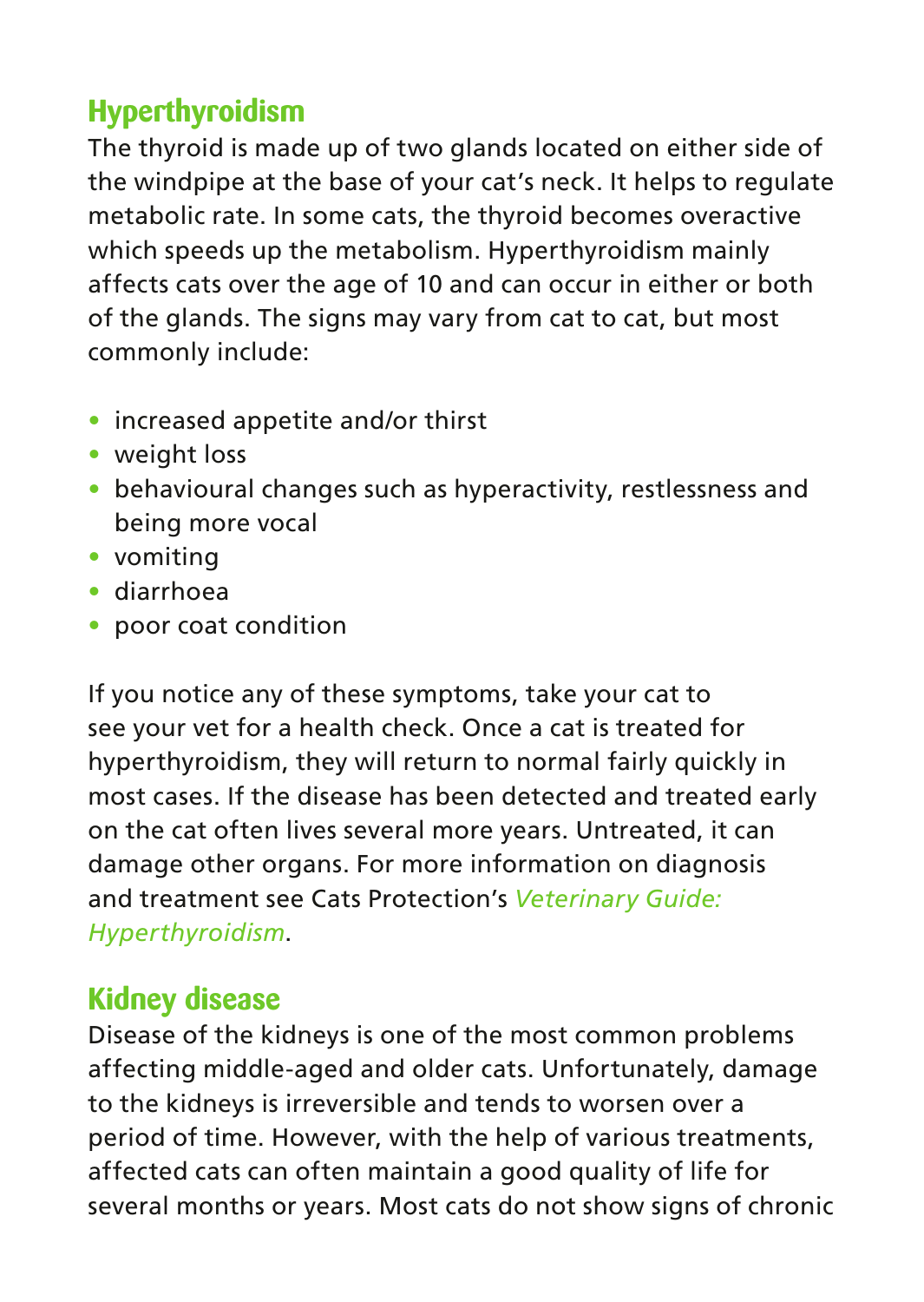## Hyperthyroidism

The thyroid is made up of two glands located on either side of the windpipe at the base of your cat's neck. It helps to regulate metabolic rate. In some cats, the thyroid becomes overactive which speeds up the metabolism. Hyperthyroidism mainly affects cats over the age of 10 and can occur in either or both of the glands. The signs may vary from cat to cat, but most commonly include:

- increased appetite and/or thirst
- weight loss
- behavioural changes such as hyperactivity, restlessness and being more vocal
- vomiting
- diarrhoea
- poor coat condition

If you notice any of these symptoms, take your cat to see your vet for a health check. Once a cat is treated for hyperthyroidism, they will return to normal fairly quickly in most cases. If the disease has been detected and treated early on the cat often lives several more years. Untreated, it can damage other organs. For more information on diagnosis and treatment see Cats Protection's *Veterinary Guide: Hyperthyroidism*.

## Kidney disease

Disease of the kidneys is one of the most common problems affecting middle-aged and older cats. Unfortunately, damage to the kidneys is irreversible and tends to worsen over a period of time. However, with the help of various treatments, affected cats can often maintain a good quality of life for several months or years. Most cats do not show signs of chronic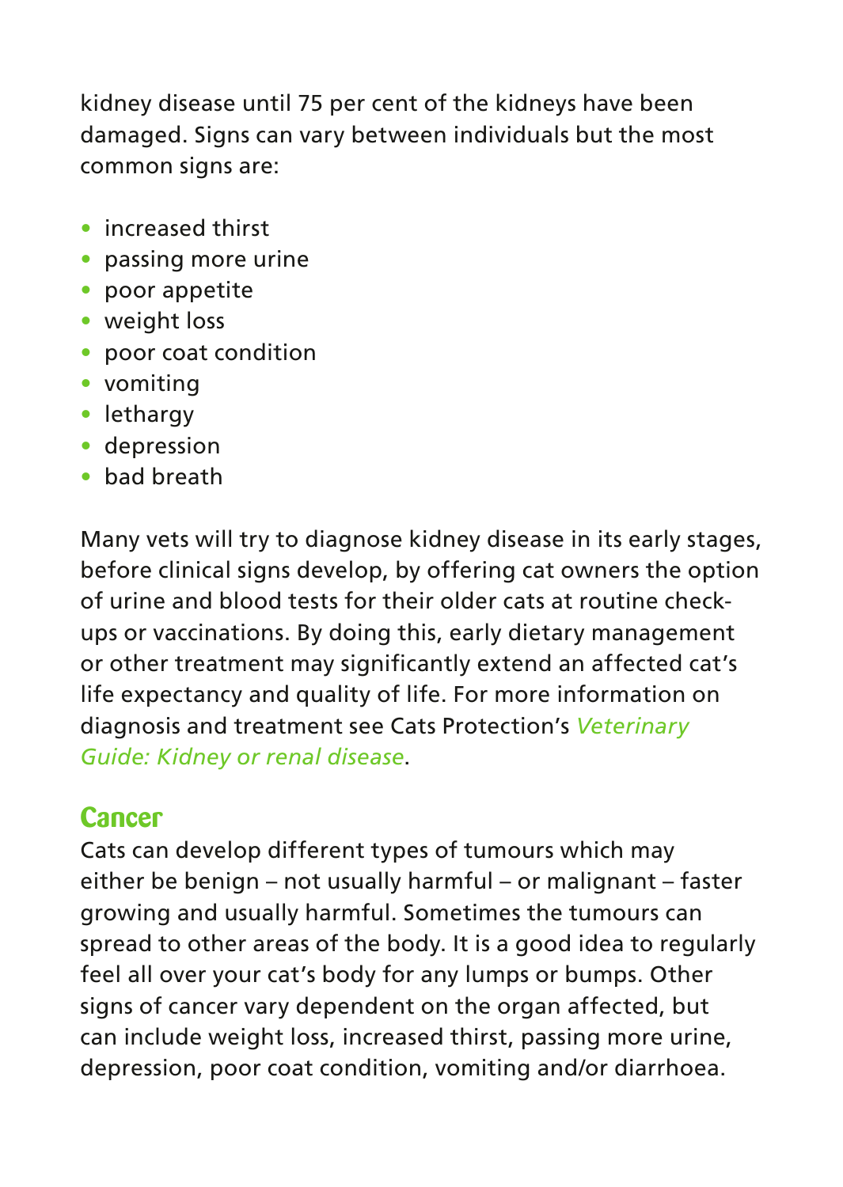kidney disease until 75 per cent of the kidneys have been damaged. Signs can vary between individuals but the most common signs are:

- increased thirst
- passing more urine
- poor appetite
- weight loss
- poor coat condition
- vomiting
- lethargy
- depression
- bad breath

Many vets will try to diagnose kidney disease in its early stages, before clinical signs develop, by offering cat owners the option of urine and blood tests for their older cats at routine check-ups or vaccinations. By doing this, early dietary management or other treatment may significantly extend an affected cat's life expectancy and quality of life. For more information on diagnosis and treatment see Cats Protection's *Veterinary Guide: Kidney or renal disease*.

## Cancer

Cats can develop different types of tumours which may either be benign – not usually harmful – or malignant – faster growing and usually harmful. Sometimes the tumours can spread to other areas of the body. It is a good idea to regularly feel all over your cat's body for any lumps or bumps. Other signs of cancer vary dependent on the organ affected, but can include weight loss, increased thirst, passing more urine, depression, poor coat condition, vomiting and/or diarrhoea.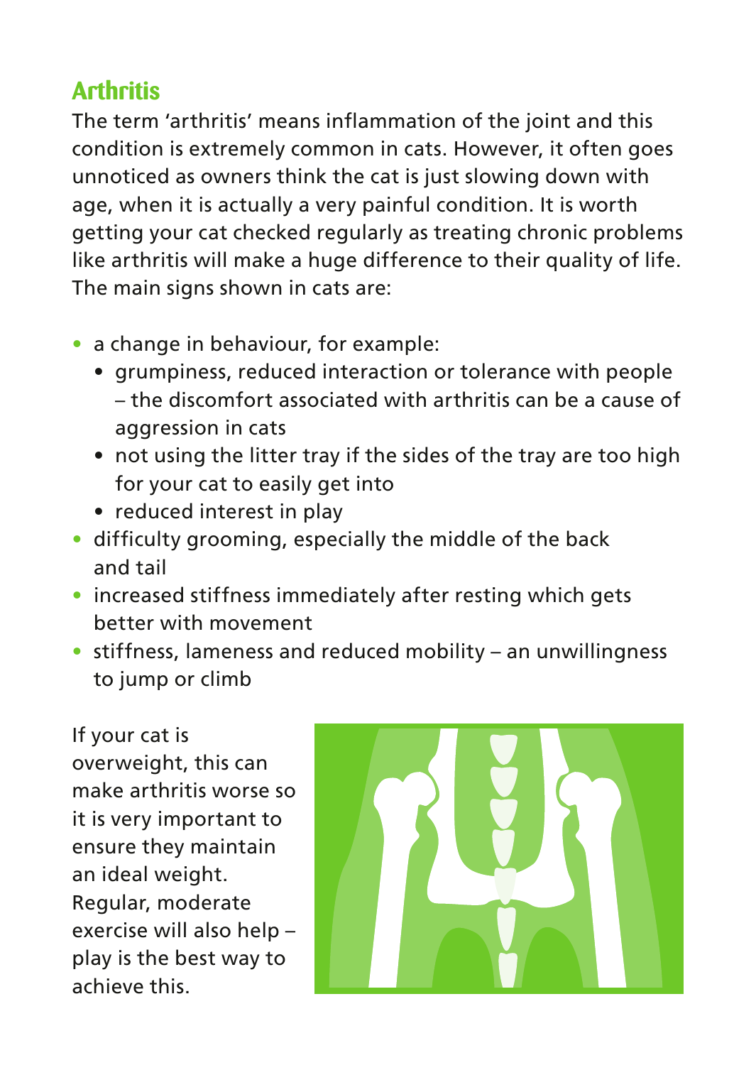## Arthritis

The term 'arthritis' means inflammation of the joint and this condition is extremely common in cats. However, it often goes unnoticed as owners think the cat is just slowing down with age, when it is actually a very painful condition. It is worth getting your cat checked regularly as treating chronic problems like arthritis will make a huge difference to their quality of life. The main signs shown in cats are:

- a change in behaviour, for example:
  - grumpiness, reduced interaction or tolerance with people – the discomfort associated with arthritis can be a cause of aggression in cats
  - not using the litter tray if the sides of the tray are too high for your cat to easily get into
  - reduced interest in play
- difficulty grooming, especially the middle of the back and tail
- increased stiffness immediately after resting which gets better with movement
- stiffness, lameness and reduced mobility – an unwillingness to jump or climb

If your cat is overweight, this can make arthritis worse so it is very important to ensure they maintain an ideal weight. Regular, moderate exercise will also help – play is the best way to achieve this.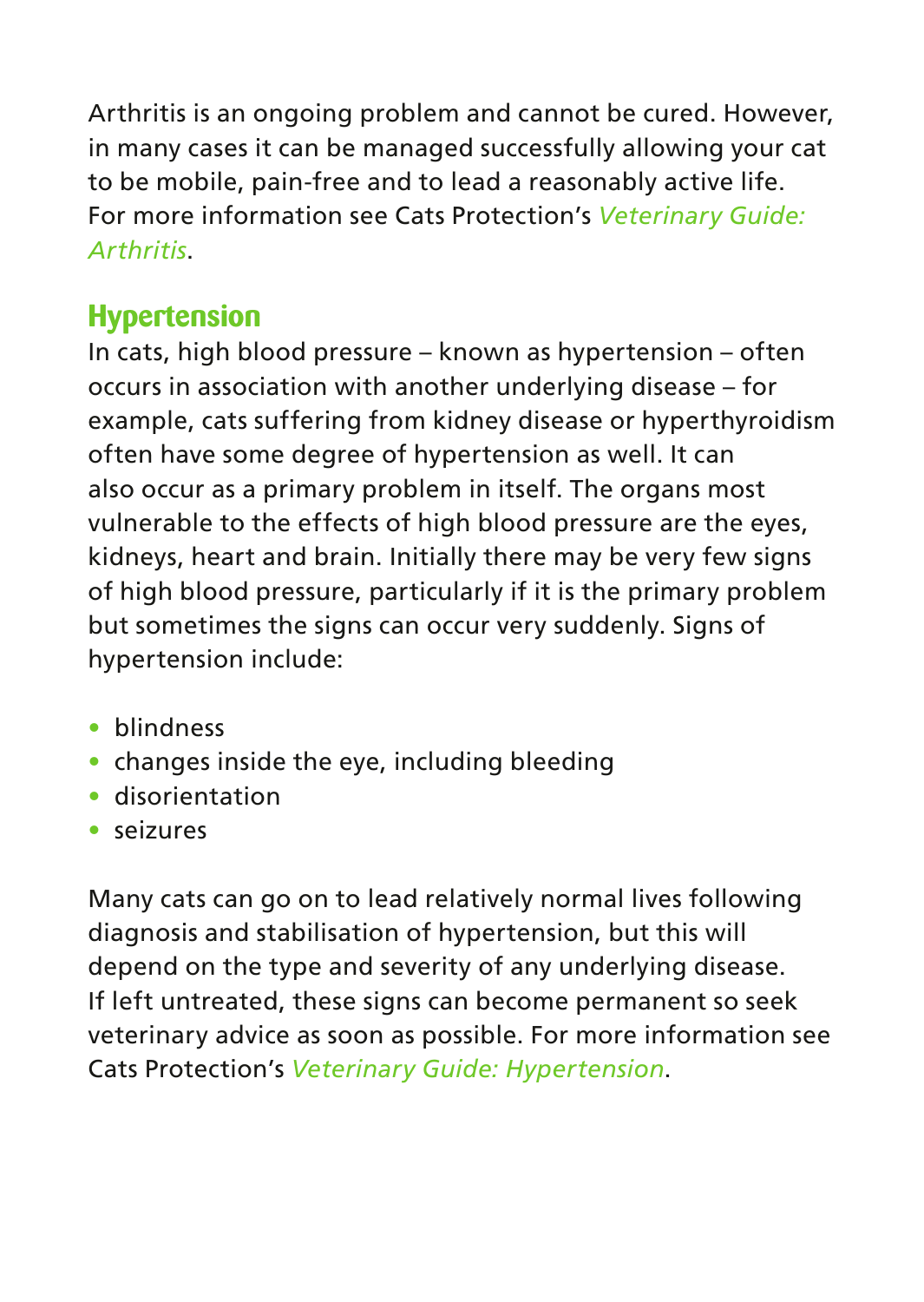Arthritis is an ongoing problem and cannot be cured. However, in many cases it can be managed successfully allowing your cat to be mobile, pain-free and to lead a reasonably active life. For more information see Cats Protection's *Veterinary Guide: Arthritis*.

## Hypertension

In cats, high blood pressure – known as hypertension – often occurs in association with another underlying disease – for example, cats suffering from kidney disease or hyperthyroidism often have some degree of hypertension as well. It can also occur as a primary problem in itself. The organs most vulnerable to the effects of high blood pressure are the eyes, kidneys, heart and brain. Initially there may be very few signs of high blood pressure, particularly if it is the primary problem but sometimes the signs can occur very suddenly. Signs of hypertension include:

- blindness
- changes inside the eye, including bleeding
- disorientation
- seizures

Many cats can go on to lead relatively normal lives following diagnosis and stabilisation of hypertension, but this will depend on the type and severity of any underlying disease. If left untreated, these signs can become permanent so seek veterinary advice as soon as possible. For more information see Cats Protection's *Veterinary Guide: Hypertension*.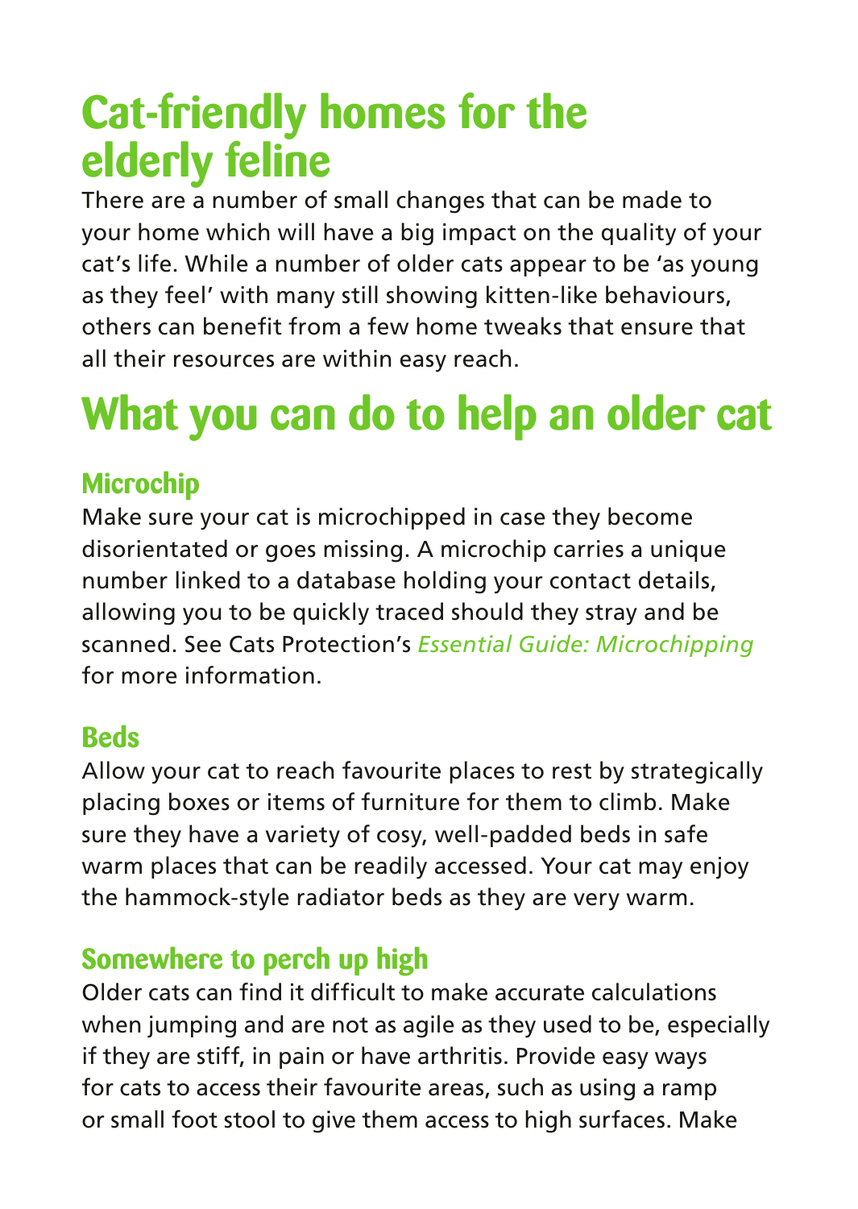# Cat-friendly homes for the elderly feline

There are a number of small changes that can be made to your home which will have a big impact on the quality of your cat's life. While a number of older cats appear to be 'as young as they feel' with many still showing kitten-like behaviours, others can benefit from a few home tweaks that ensure that all their resources are within easy reach.

# What you can do to help an older cat

## Microchip

Make sure your cat is microchipped in case they become disorientated or goes missing. A microchip carries a unique number linked to a database holding your contact details, allowing you to be quickly traced should they stray and be scanned. See Cats Protection's *Essential Guide: Microchipping* for more information.

## Beds

Allow your cat to reach favourite places to rest by strategically placing boxes or items of furniture for them to climb. Make sure they have a variety of cosy, well-padded beds in safe warm places that can be readily accessed. Your cat may enjoy the hammock-style radiator beds as they are very warm.

## Somewhere to perch up high

Older cats can find it difficult to make accurate calculations when jumping and are not as agile as they used to be, especially if they are stiff, in pain or have arthritis. Provide easy ways for cats to access their favourite areas, such as using a ramp or small foot stool to give them access to high surfaces. Make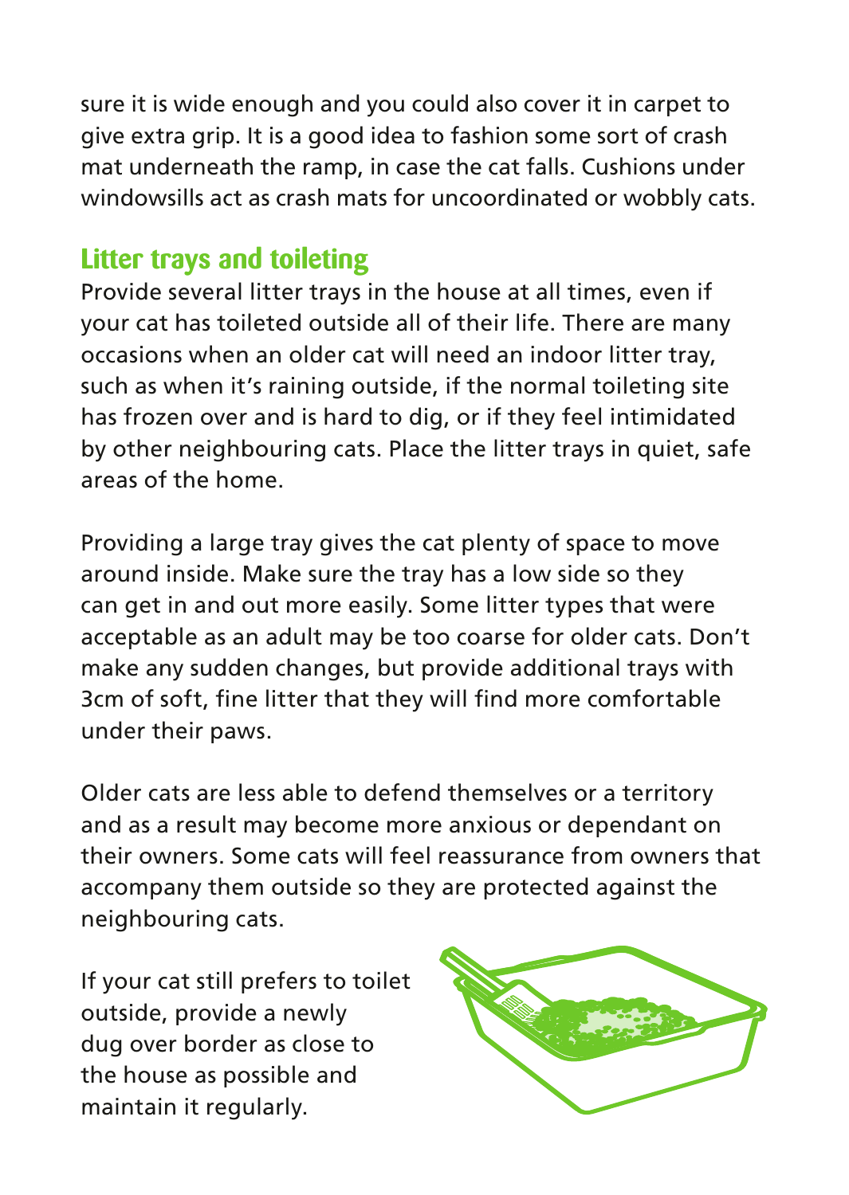sure it is wide enough and you could also cover it in carpet to give extra grip. It is a good idea to fashion some sort of crash mat underneath the ramp, in case the cat falls. Cushions under windowsills act as crash mats for uncoordinated or wobbly cats.

## Litter trays and toileting

Provide several litter trays in the house at all times, even if your cat has toileted outside all of their life. There are many occasions when an older cat will need an indoor litter tray, such as when it's raining outside, if the normal toileting site has frozen over and is hard to dig, or if they feel intimidated by other neighbouring cats. Place the litter trays in quiet, safe areas of the home.

Providing a large tray gives the cat plenty of space to move around inside. Make sure the tray has a low side so they can get in and out more easily. Some litter types that were acceptable as an adult may be too coarse for older cats. Don't make any sudden changes, but provide additional trays with 3cm of soft, fine litter that they will find more comfortable under their paws.

Older cats are less able to defend themselves or a territory and as a result may become more anxious or dependant on their owners. Some cats will feel reassurance from owners that accompany them outside so they are protected against the neighbouring cats.

If your cat still prefers to toilet outside, provide a newly dug over border as close to the house as possible and maintain it regularly.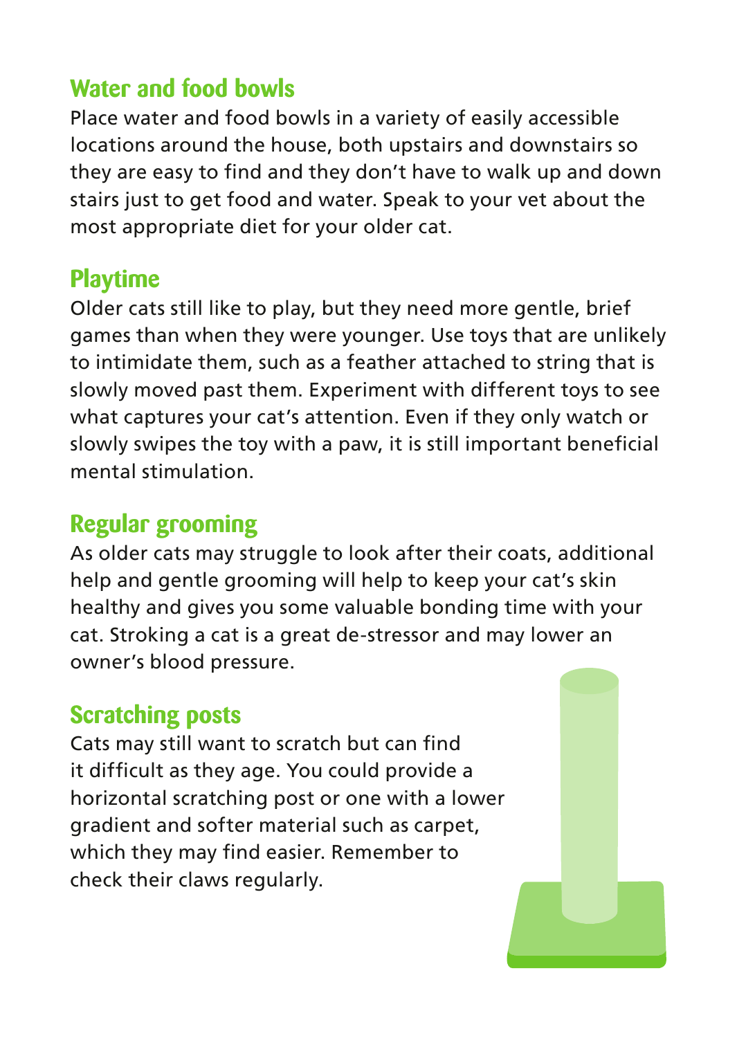## Water and food bowls

Place water and food bowls in a variety of easily accessible locations around the house, both upstairs and downstairs so they are easy to find and they don't have to walk up and down stairs just to get food and water. Speak to your vet about the most appropriate diet for your older cat.

## Playtime

Older cats still like to play, but they need more gentle, brief games than when they were younger. Use toys that are unlikely to intimidate them, such as a feather attached to string that is slowly moved past them. Experiment with different toys to see what captures your cat's attention. Even if they only watch or slowly swipes the toy with a paw, it is still important beneficial mental stimulation.

## Regular grooming

As older cats may struggle to look after their coats, additional help and gentle grooming will help to keep your cat's skin healthy and gives you some valuable bonding time with your cat. Stroking a cat is a great de-stressor and may lower an owner's blood pressure.

## Scratching posts

Cats may still want to scratch but can find it difficult as they age. You could provide a horizontal scratching post or one with a lower gradient and softer material such as carpet, which they may find easier. Remember to check their claws regularly.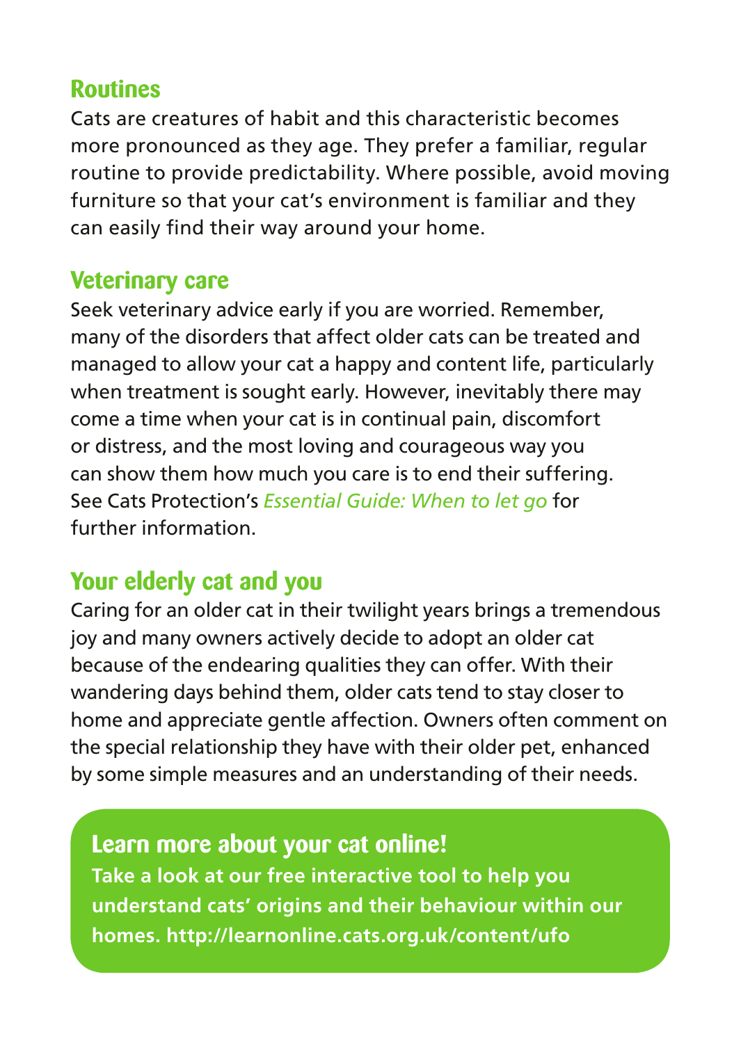## Routines

Cats are creatures of habit and this characteristic becomes more pronounced as they age. They prefer a familiar, regular routine to provide predictability. Where possible, avoid moving furniture so that your cat's environment is familiar and they can easily find their way around your home.

## Veterinary care

Seek veterinary advice early if you are worried. Remember, many of the disorders that affect older cats can be treated and managed to allow your cat a happy and content life, particularly when treatment is sought early. However, inevitably there may come a time when your cat is in continual pain, discomfort or distress, and the most loving and courageous way you can show them how much you care is to end their suffering. See Cats Protection's *Essential Guide: When to let go* for further information.

## Your elderly cat and you

Caring for an older cat in their twilight years brings a tremendous joy and many owners actively decide to adopt an older cat because of the endearing qualities they can offer. With their wandering days behind them, older cats tend to stay closer to home and appreciate gentle affection. Owners often comment on the special relationship they have with their older pet, enhanced by some simple measures and an understanding of their needs.

### Learn more about your cat online!

**Take a look at our free interactive tool to help you understand cats' origins and their behaviour within our homes. http://learnonline.cats.org.uk/content/ufo**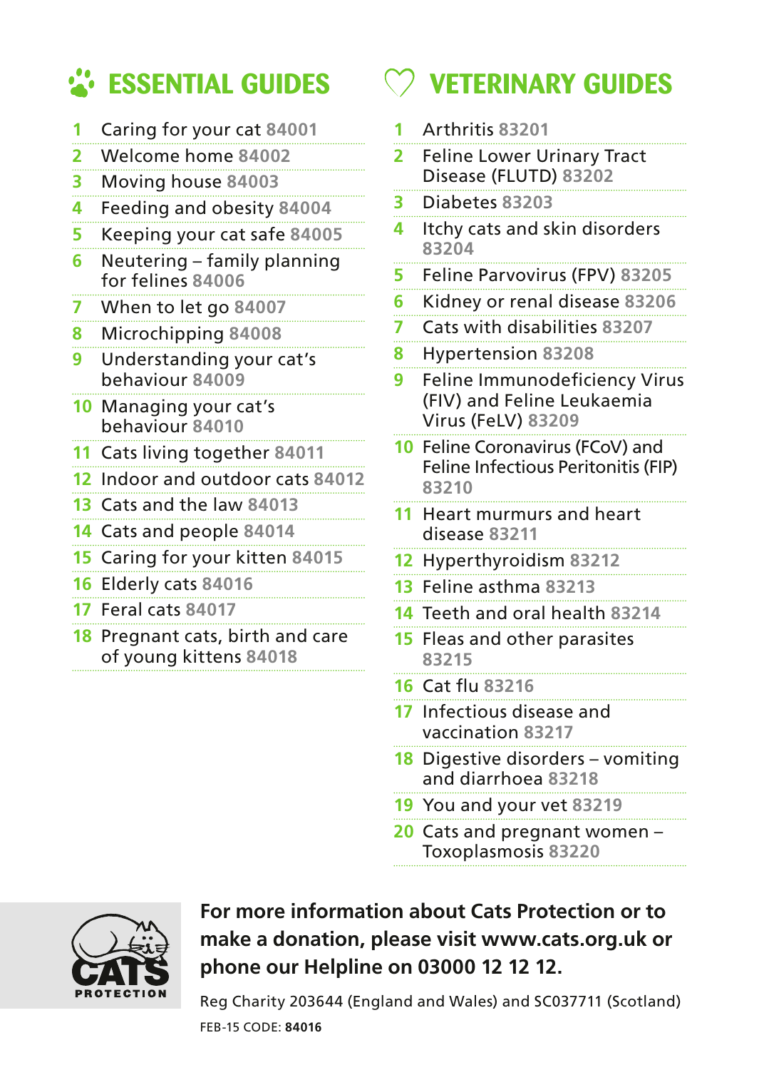## ESSENTIAL GUIDES

1. Caring for your cat 84001
2. Welcome home 84002
3. Moving house 84003
4. Feeding and obesity 84004
5. Keeping your cat safe 84005
6. Neutering – family planning for felines 84006
7. When to let go 84007
8. Microchipping 84008
9. Understanding your cat's behaviour 84009
10. Managing your cat's behaviour 84010
11. Cats living together 84011
12. Indoor and outdoor cats 84012
13. Cats and the law 84013
14. Cats and people 84014
15. Caring for your kitten 84015
16. Elderly cats 84016
17. Feral cats 84017
18. Pregnant cats, birth and care of young kittens 84018

## VETERINARY GUIDES

1. Arthritis 83201
2. Feline Lower Urinary Tract Disease (FLUTD) 83202
3. Diabetes 83203
4. Itchy cats and skin disorders 83204
5. Feline Parvovirus (FPV) 83205
6. Kidney or renal disease 83206
7. Cats with disabilities 83207
8. Hypertension 83208
9. Feline Immunodeficiency Virus (FIV) and Feline Leukaemia Virus (FeLV) 83209
10. Feline Coronavirus (FCoV) and Feline Infectious Peritonitis (FIP) 83210
11. Heart murmurs and heart disease 83211
12. Hyperthyroidism 83212
13. Feline asthma 83213
14. Teeth and oral health 83214
15. Fleas and other parasites 83215
16. Cat flu 83216
17. Infectious disease and vaccination 83217
18. Digestive disorders – vomiting and diarrhoea 83218
19. You and your vet 83219
20. Cats and pregnant women – Toxoplasmosis 83220

CATS PROTECTION

**For more information about Cats Protection or to make a donation, please visit www.cats.org.uk or phone our Helpline on 03000 12 12 12.**

Reg Charity 203644 (England and Wales) and SC037711 (Scotland)

FEB-15 CODE: **84016**